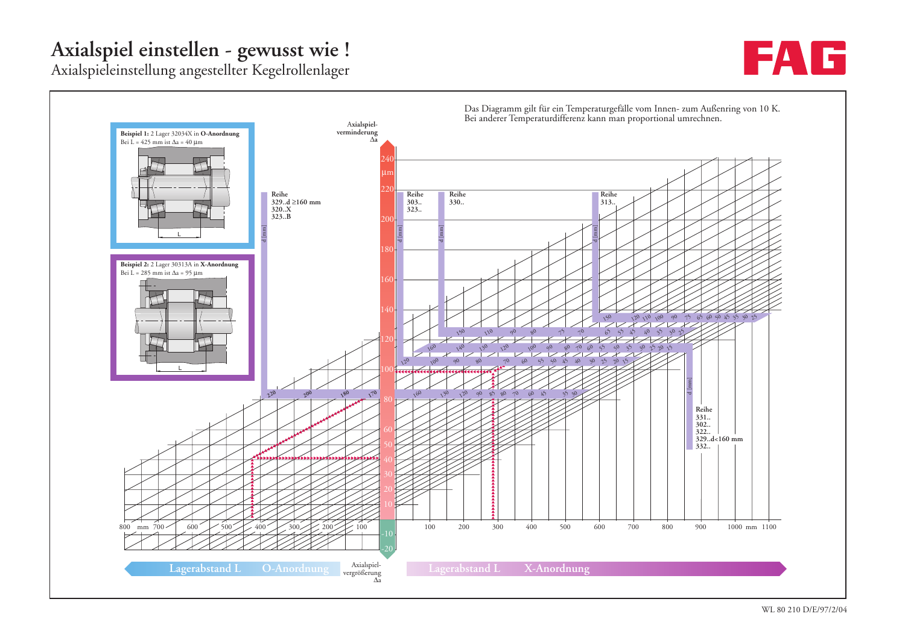# Axialspiel einstellen - gewusst wie !

## Axialspieleinstellung angestellter Kegelrollenlager

FAG

Das Diagramm gilt für ein Temperaturgefälle vom Innen- zum Außenring von 10 K.
Bei anderer Temperaturdifferenz kann man proportional umrechnen.

**Beispiel 1:** 2 Lager 32034X in **O-Anordnung**
Bei L = 425 mm ist Δa = 40 µm

**Beispiel 2:** 2 Lager 30313A in **X-Anordnung**
Bei L = 285 mm ist Δa = 95 µm

Axialspiel-verminderung Δa

Axialspiel-vergrößerung Δa

**Reihe** 329..d ≥160 mm, 320..X, 323..B

**Reihe** 303.., 323..

**Reihe** 330..

**Reihe** 313..

**Reihe** 331.., 302.., 322.., 329..d<160 mm, 332..

d [mm]

Lagerabstand L — O-Anordnung

Lagerabstand L — X-Anordnung

WL 80 210 D/E/97/2/04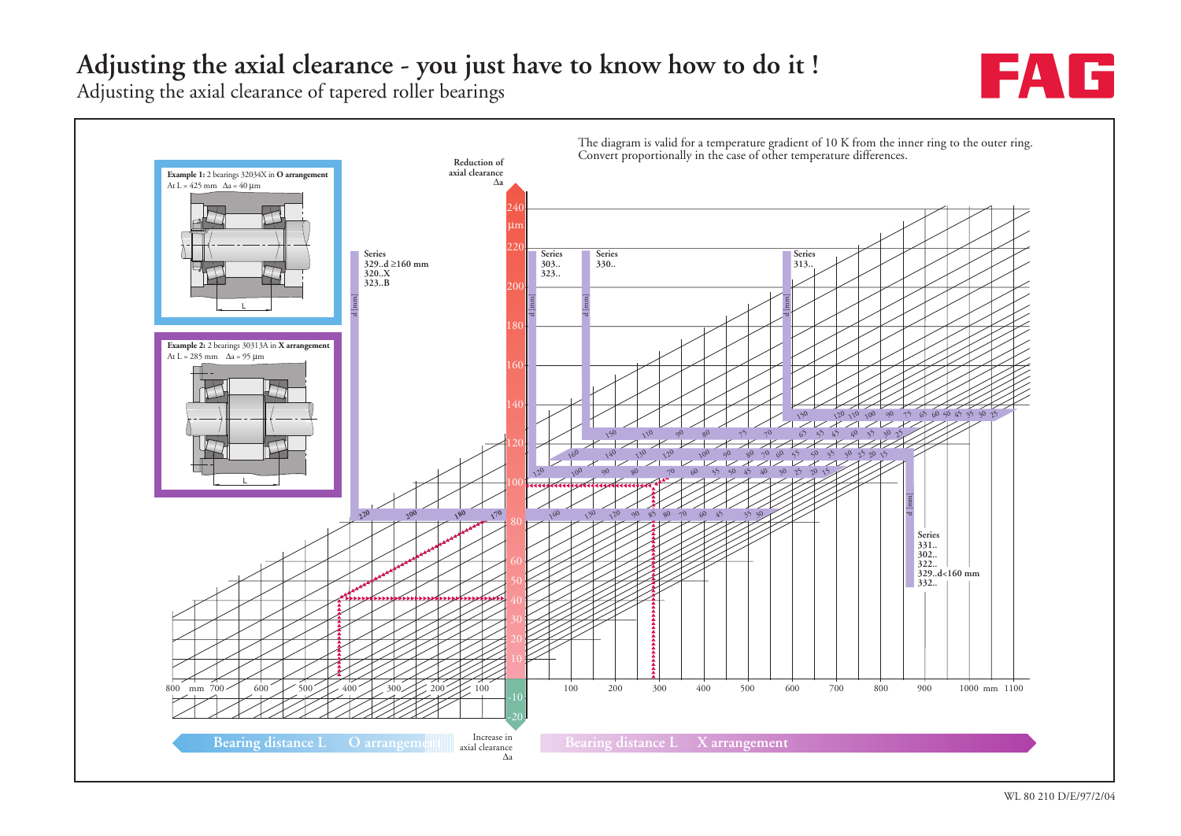# Adjusting the axial clearance - you just have to know how to do it !

Adjusting the axial clearance of tapered roller bearings

The diagram is valid for a temperature gradient of 10 K from the inner ring to the outer ring. Convert proportionally in the case of other temperature differences.

**Example 1:** 2 bearings 32034X in **O arrangement**
At L = 425 mm Δa = 40 µm

**Example 2:** 2 bearings 30313A in **X arrangement**
At L = 285 mm Δa = 95 µm

Reduction of axial clearance
Δa

240
µm
220
200
180
160
140
120
100
80
60
50
40
30
20
10
-10
-20

Increase in axial clearance
Δa

Series
329..d ≥160 mm
320..X
323..B

Series
303..
323..

Series
330..

Series
313..

Series
331..
302..
322..
329..d<160 mm
332..

d [mm]

800 mm 700 600 500 400 300 200 100

100 200 300 400 500 600 700 800 900 1000 mm 1100

Bearing distance L O arrangement

Bearing distance L X arrangement

WL 80 210 D/E/97/2/04